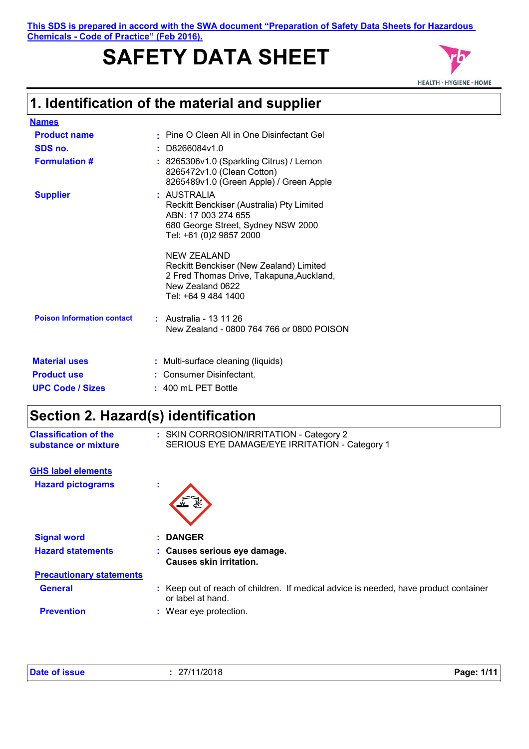This SDS is prepared in accord with the SWA document "Preparation of Safety Data Sheets for Hazardous Chemicals - Code of Practice" (Feb 2016).

# SAFETY DATA SHEET

HEALTH • HYGIENE • HOME

## 1. Identification of the material and supplier

**Names**

**Product name** : Pine O Cleen All in One Disinfectant Gel

**SDS no.** : D8266084v1.0

**Formulation #** : 8265306v1.0 (Sparkling Citrus) / Lemon
8265472v1.0 (Clean Cotton)
8265489v1.0 (Green Apple) / Green Apple

**Supplier** : AUSTRALIA
Reckitt Benckiser (Australia) Pty Limited
ABN: 17 003 274 655
680 George Street, Sydney NSW 2000
Tel: +61 (0)2 9857 2000

NEW ZEALAND
Reckitt Benckiser (New Zealand) Limited
2 Fred Thomas Drive, Takapuna,Auckland,
New Zealand 0622
Tel: +64 9 484 1400

**Poison Information contact** : Australia - 13 11 26
New Zealand - 0800 764 766 or 0800 POISON

**Material uses** : Multi-surface cleaning (liquids)

**Product use** : Consumer Disinfectant.

**UPC Code / Sizes** : 400 mL PET Bottle

## Section 2. Hazard(s) identification

**Classification of the substance or mixture** : SKIN CORROSION/IRRITATION - Category 2
SERIOUS EYE DAMAGE/EYE IRRITATION - Category 1

**GHS label elements**

**Hazard pictograms** :

**Signal word** : **DANGER**

**Hazard statements** : **Causes serious eye damage.**
**Causes skin irritation.**

**Precautionary statements**

**General** : Keep out of reach of children. If medical advice is needed, have product container or label at hand.

**Prevention** : Wear eye protection.

**Date of issue** : 27/11/2018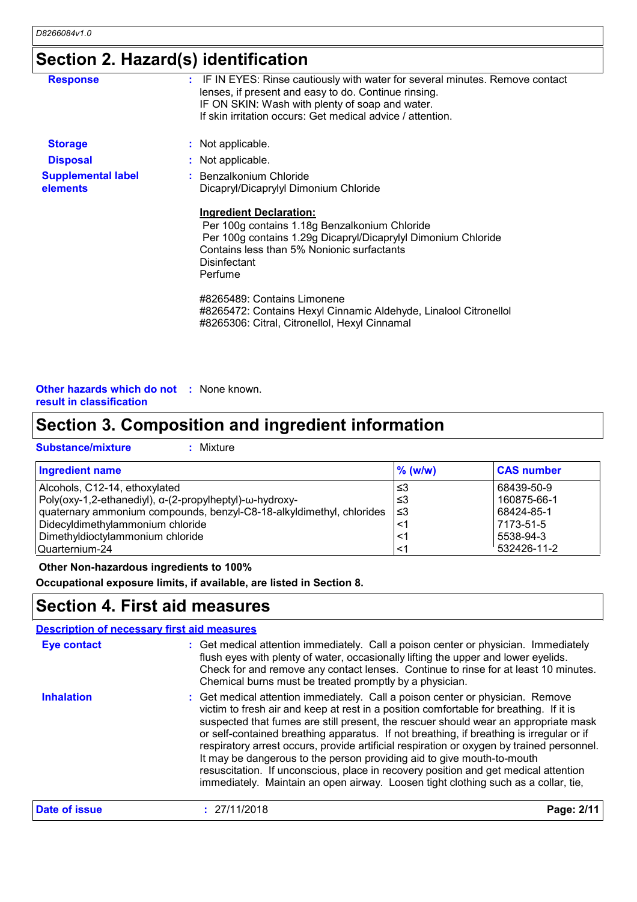## Section 2. Hazard(s) identification

**Response** : IF IN EYES: Rinse cautiously with water for several minutes. Remove contact lenses, if present and easy to do. Continue rinsing.
IF ON SKIN: Wash with plenty of soap and water.
If skin irritation occurs: Get medical advice / attention.

**Storage** : Not applicable.

**Disposal** : Not applicable.

**Supplemental label elements** : Benzalkonium Chloride
Dicapryl/Dicaprylyl Dimonium Chloride

**Ingredient Declaration:**
Per 100g contains 1.18g Benzalkonium Chloride
Per 100g contains 1.29g Dicapryl/Dicaprylyl Dimonium Chloride
Contains less than 5% Nonionic surfactants
Disinfectant
Perfume

#8265489: Contains Limonene
#8265472: Contains Hexyl Cinnamic Aldehyde, Linalool Citronellol
#8265306: Citral, Citronellol, Hexyl Cinnamal

**Other hazards which do not result in classification** : None known.

## Section 3. Composition and ingredient information

**Substance/mixture** : Mixture

| Ingredient name | % (w/w) | CAS number |
|---|---|---|
| Alcohols, C12-14, ethoxylated | ≤3 | 68439-50-9 |
| Poly(oxy-1,2-ethanediyl), α-(2-propylheptyl)-ω-hydroxy- | ≤3 | 160875-66-1 |
| quaternary ammonium compounds, benzyl-C8-18-alkyldimethyl, chlorides | ≤3 | 68424-85-1 |
| Didecyldimethylammonium chloride | <1 | 7173-51-5 |
| Dimethyldioctylammonium chloride | <1 | 5538-94-3 |
| Quarternium-24 | <1 | 532426-11-2 |

**Other Non-hazardous ingredients to 100%**

**Occupational exposure limits, if available, are listed in Section 8.**

## Section 4. First aid measures

**Description of necessary first aid measures**

**Eye contact** : Get medical attention immediately. Call a poison center or physician. Immediately flush eyes with plenty of water, occasionally lifting the upper and lower eyelids. Check for and remove any contact lenses. Continue to rinse for at least 10 minutes. Chemical burns must be treated promptly by a physician.

**Inhalation** : Get medical attention immediately. Call a poison center or physician. Remove victim to fresh air and keep at rest in a position comfortable for breathing. If it is suspected that fumes are still present, the rescuer should wear an appropriate mask or self-contained breathing apparatus. If not breathing, if breathing is irregular or if respiratory arrest occurs, provide artificial respiration or oxygen by trained personnel. It may be dangerous to the person providing aid to give mouth-to-mouth resuscitation. If unconscious, place in recovery position and get medical attention immediately. Maintain an open airway. Loosen tight clothing such as a collar, tie,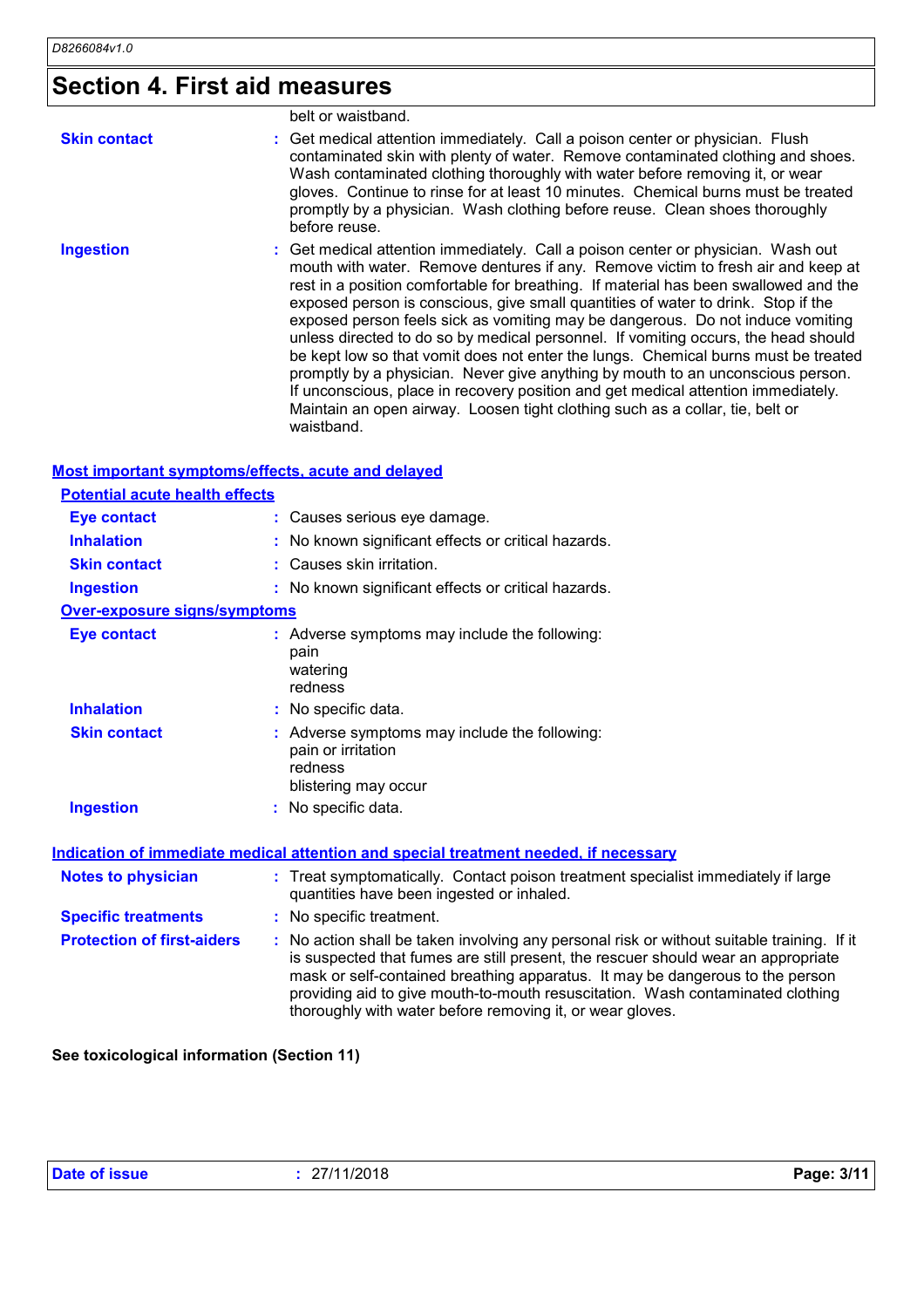# Section 4. First aid measures

belt or waistband.

| | |
|---|---|
| **Skin contact** | Get medical attention immediately. Call a poison center or physician. Flush contaminated skin with plenty of water. Remove contaminated clothing and shoes. Wash contaminated clothing thoroughly with water before removing it, or wear gloves. Continue to rinse for at least 10 minutes. Chemical burns must be treated promptly by a physician. Wash clothing before reuse. Clean shoes thoroughly before reuse. |
| **Ingestion** | Get medical attention immediately. Call a poison center or physician. Wash out mouth with water. Remove dentures if any. Remove victim to fresh air and keep at rest in a position comfortable for breathing. If material has been swallowed and the exposed person is conscious, give small quantities of water to drink. Stop if the exposed person feels sick as vomiting may be dangerous. Do not induce vomiting unless directed to do so by medical personnel. If vomiting occurs, the head should be kept low so that vomit does not enter the lungs. Chemical burns must be treated promptly by a physician. Never give anything by mouth to an unconscious person. If unconscious, place in recovery position and get medical attention immediately. Maintain an open airway. Loosen tight clothing such as a collar, tie, belt or waistband. |

## Most important symptoms/effects, acute and delayed

### Potential acute health effects

| | |
|---|---|
| **Eye contact** | Causes serious eye damage. |
| **Inhalation** | No known significant effects or critical hazards. |
| **Skin contact** | Causes skin irritation. |
| **Ingestion** | No known significant effects or critical hazards. |

### Over-exposure signs/symptoms

| | |
|---|---|
| **Eye contact** | Adverse symptoms may include the following:<br>pain<br>watering<br>redness |
| **Inhalation** | No specific data. |
| **Skin contact** | Adverse symptoms may include the following:<br>pain or irritation<br>redness<br>blistering may occur |
| **Ingestion** | No specific data. |

## Indication of immediate medical attention and special treatment needed, if necessary

| | |
|---|---|
| **Notes to physician** | Treat symptomatically. Contact poison treatment specialist immediately if large quantities have been ingested or inhaled. |
| **Specific treatments** | No specific treatment. |
| **Protection of first-aiders** | No action shall be taken involving any personal risk or without suitable training. If it is suspected that fumes are still present, the rescuer should wear an appropriate mask or self-contained breathing apparatus. It may be dangerous to the person providing aid to give mouth-to-mouth resuscitation. Wash contaminated clothing thoroughly with water before removing it, or wear gloves. |

**See toxicological information (Section 11)**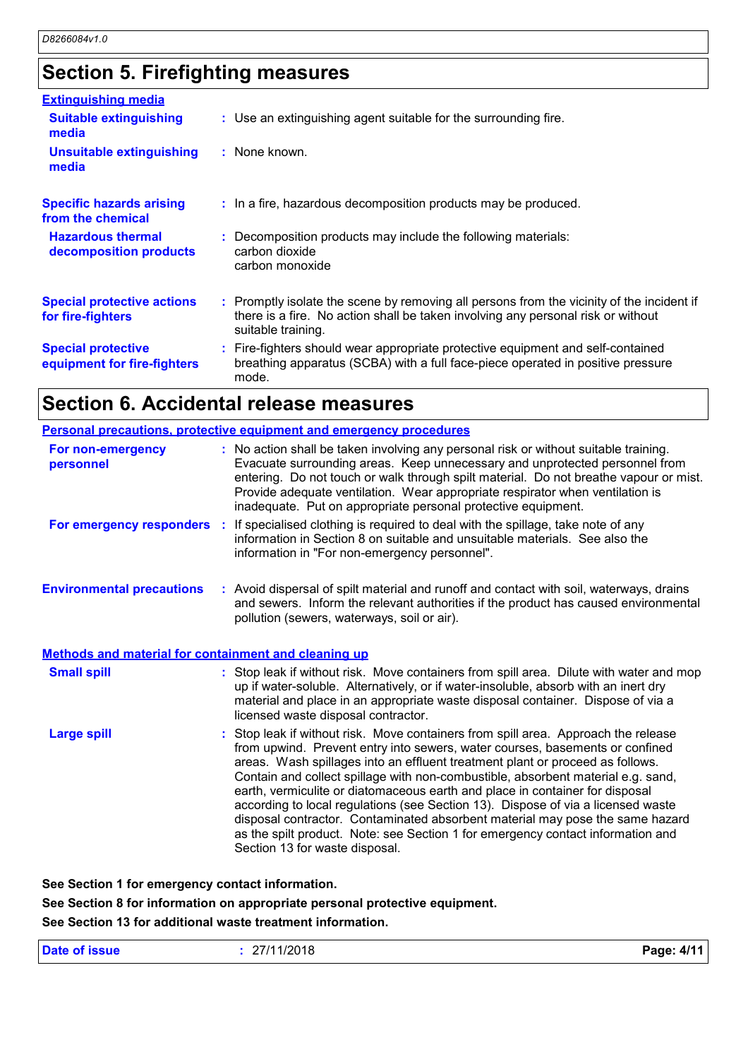## Section 5. Firefighting measures

**Extinguishing media**

**Suitable extinguishing media** : Use an extinguishing agent suitable for the surrounding fire.

**Unsuitable extinguishing media** : None known.

**Specific hazards arising from the chemical** : In a fire, hazardous decomposition products may be produced.

**Hazardous thermal decomposition products** : Decomposition products may include the following materials:
carbon dioxide
carbon monoxide

**Special protective actions for fire-fighters** : Promptly isolate the scene by removing all persons from the vicinity of the incident if there is a fire. No action shall be taken involving any personal risk or without suitable training.

**Special protective equipment for fire-fighters** : Fire-fighters should wear appropriate protective equipment and self-contained breathing apparatus (SCBA) with a full face-piece operated in positive pressure mode.

## Section 6. Accidental release measures

**Personal precautions, protective equipment and emergency procedures**

**For non-emergency personnel** : No action shall be taken involving any personal risk or without suitable training. Evacuate surrounding areas. Keep unnecessary and unprotected personnel from entering. Do not touch or walk through spilt material. Do not breathe vapour or mist. Provide adequate ventilation. Wear appropriate respirator when ventilation is inadequate. Put on appropriate personal protective equipment.

**For emergency responders** : If specialised clothing is required to deal with the spillage, take note of any information in Section 8 on suitable and unsuitable materials. See also the information in "For non-emergency personnel".

**Environmental precautions** : Avoid dispersal of spilt material and runoff and contact with soil, waterways, drains and sewers. Inform the relevant authorities if the product has caused environmental pollution (sewers, waterways, soil or air).

**Methods and material for containment and cleaning up**

**Small spill** : Stop leak if without risk. Move containers from spill area. Dilute with water and mop up if water-soluble. Alternatively, or if water-insoluble, absorb with an inert dry material and place in an appropriate waste disposal container. Dispose of via a licensed waste disposal contractor.

**Large spill** : Stop leak if without risk. Move containers from spill area. Approach the release from upwind. Prevent entry into sewers, water courses, basements or confined areas. Wash spillages into an effluent treatment plant or proceed as follows. Contain and collect spillage with non-combustible, absorbent material e.g. sand, earth, vermiculite or diatomaceous earth and place in container for disposal according to local regulations (see Section 13). Dispose of via a licensed waste disposal contractor. Contaminated absorbent material may pose the same hazard as the spilt product. Note: see Section 1 for emergency contact information and Section 13 for waste disposal.

**See Section 1 for emergency contact information.**

**See Section 8 for information on appropriate personal protective equipment.**

**See Section 13 for additional waste treatment information.**

**Date of issue** : 27/11/2018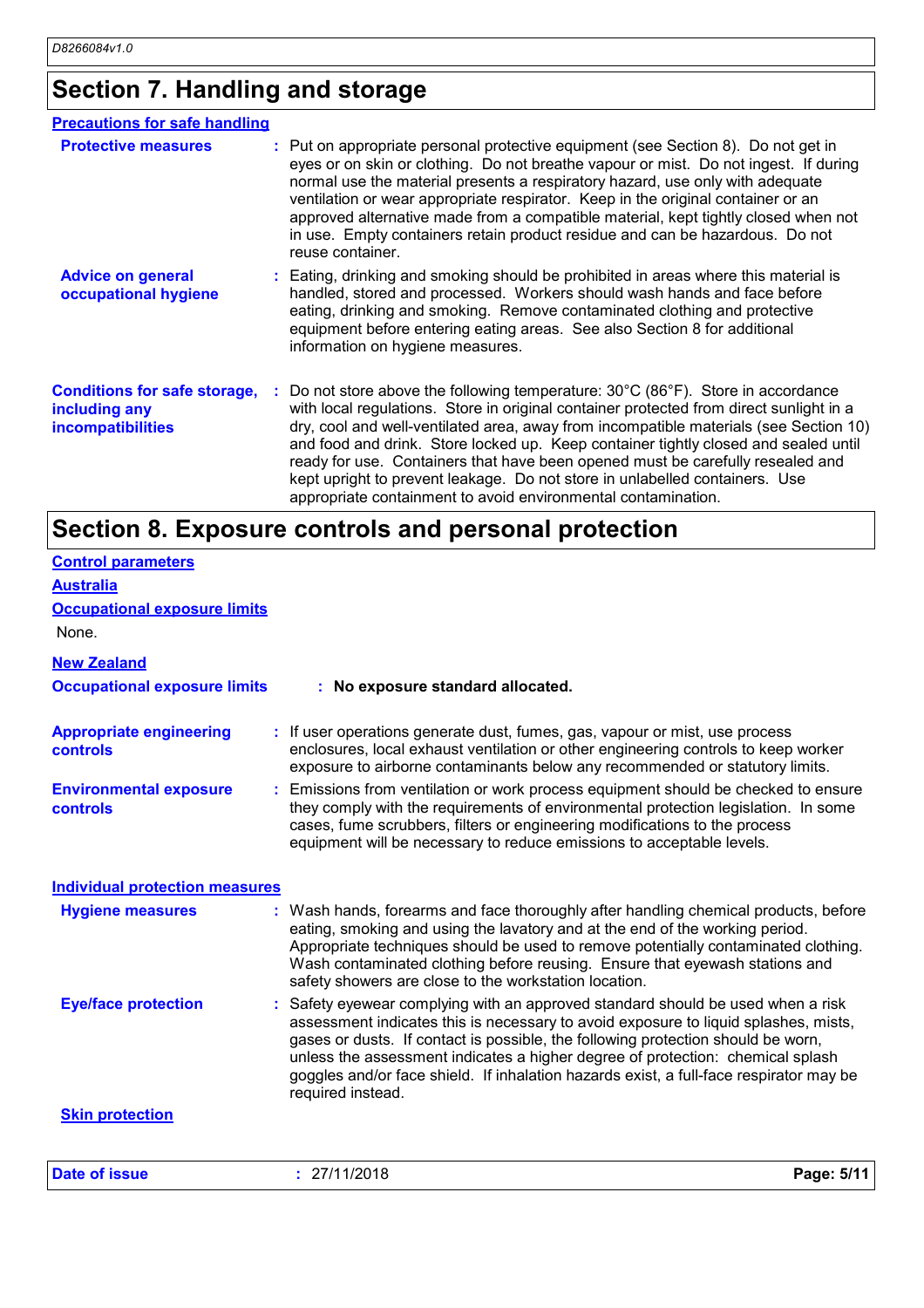## Section 7. Handling and storage

**Precautions for safe handling**

**Protective measures** : Put on appropriate personal protective equipment (see Section 8). Do not get in eyes or on skin or clothing. Do not breathe vapour or mist. Do not ingest. If during normal use the material presents a respiratory hazard, use only with adequate ventilation or wear appropriate respirator. Keep in the original container or an approved alternative made from a compatible material, kept tightly closed when not in use. Empty containers retain product residue and can be hazardous. Do not reuse container.

**Advice on general occupational hygiene** : Eating, drinking and smoking should be prohibited in areas where this material is handled, stored and processed. Workers should wash hands and face before eating, drinking and smoking. Remove contaminated clothing and protective equipment before entering eating areas. See also Section 8 for additional information on hygiene measures.

**Conditions for safe storage, including any incompatibilities** : Do not store above the following temperature: 30°C (86°F). Store in accordance with local regulations. Store in original container protected from direct sunlight in a dry, cool and well-ventilated area, away from incompatible materials (see Section 10) and food and drink. Store locked up. Keep container tightly closed and sealed until ready for use. Containers that have been opened must be carefully resealed and kept upright to prevent leakage. Do not store in unlabelled containers. Use appropriate containment to avoid environmental contamination.

## Section 8. Exposure controls and personal protection

**Control parameters**

**Australia**

**Occupational exposure limits**

None.

**New Zealand**

**Occupational exposure limits** : **No exposure standard allocated.**

**Appropriate engineering controls** : If user operations generate dust, fumes, gas, vapour or mist, use process enclosures, local exhaust ventilation or other engineering controls to keep worker exposure to airborne contaminants below any recommended or statutory limits.

**Environmental exposure controls** : Emissions from ventilation or work process equipment should be checked to ensure they comply with the requirements of environmental protection legislation. In some cases, fume scrubbers, filters or engineering modifications to the process equipment will be necessary to reduce emissions to acceptable levels.

**Individual protection measures**

**Hygiene measures** : Wash hands, forearms and face thoroughly after handling chemical products, before eating, smoking and using the lavatory and at the end of the working period. Appropriate techniques should be used to remove potentially contaminated clothing. Wash contaminated clothing before reusing. Ensure that eyewash stations and safety showers are close to the workstation location.

**Eye/face protection** : Safety eyewear complying with an approved standard should be used when a risk assessment indicates this is necessary to avoid exposure to liquid splashes, mists, gases or dusts. If contact is possible, the following protection should be worn, unless the assessment indicates a higher degree of protection: chemical splash goggles and/or face shield. If inhalation hazards exist, a full-face respirator may be required instead.

**Skin protection**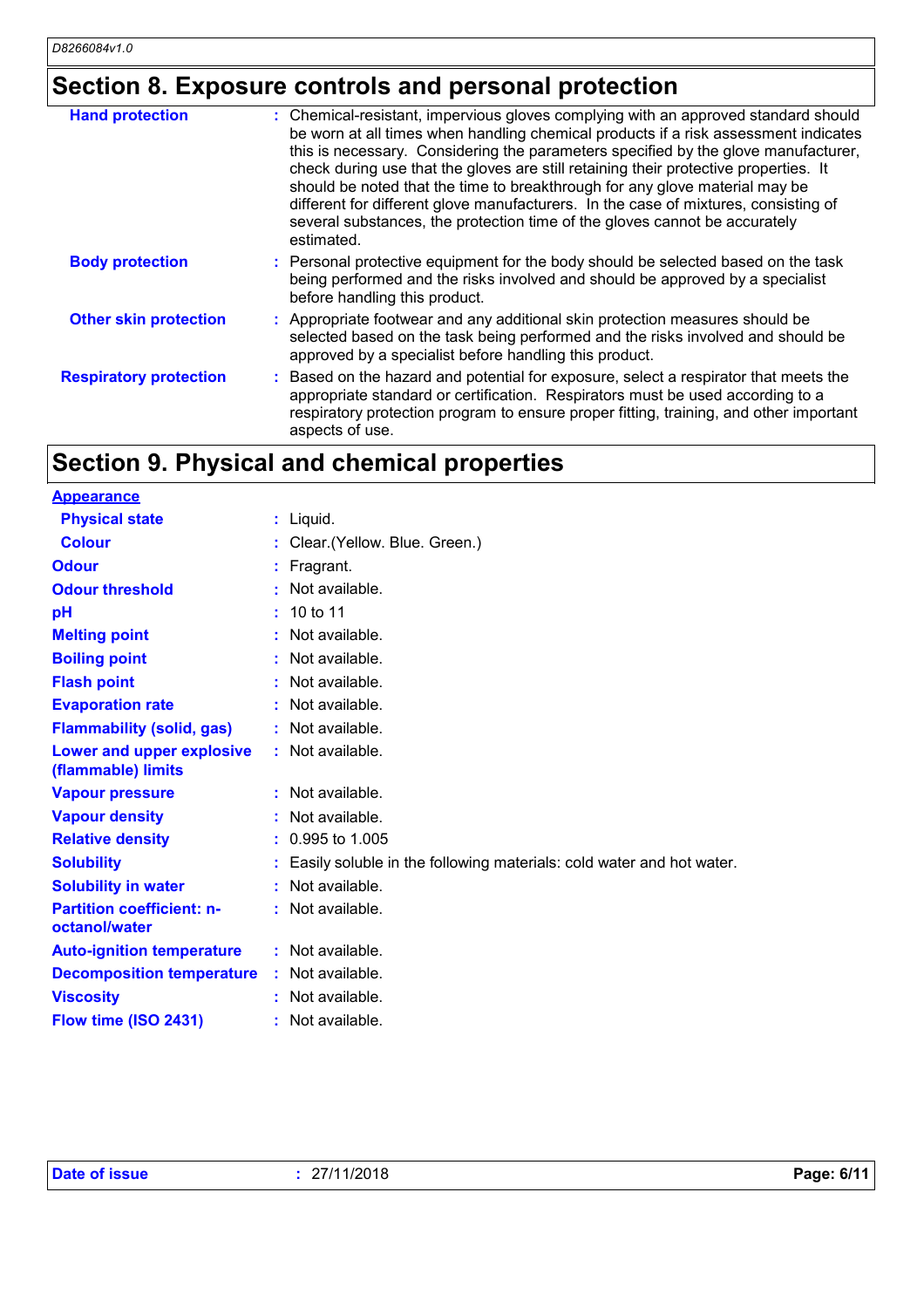## Section 8. Exposure controls and personal protection

| | |
|---|---|
| **Hand protection** | : Chemical-resistant, impervious gloves complying with an approved standard should be worn at all times when handling chemical products if a risk assessment indicates this is necessary. Considering the parameters specified by the glove manufacturer, check during use that the gloves are still retaining their protective properties. It should be noted that the time to breakthrough for any glove material may be different for different glove manufacturers. In the case of mixtures, consisting of several substances, the protection time of the gloves cannot be accurately estimated. |
| **Body protection** | : Personal protective equipment for the body should be selected based on the task being performed and the risks involved and should be approved by a specialist before handling this product. |
| **Other skin protection** | : Appropriate footwear and any additional skin protection measures should be selected based on the task being performed and the risks involved and should be approved by a specialist before handling this product. |
| **Respiratory protection** | : Based on the hazard and potential for exposure, select a respirator that meets the appropriate standard or certification. Respirators must be used according to a respiratory protection program to ensure proper fitting, training, and other important aspects of use. |

## Section 9. Physical and chemical properties

| | |
|---|---|
| **Appearance** | |
| **Physical state** | : Liquid. |
| **Colour** | : Clear.(Yellow. Blue. Green.) |
| **Odour** | : Fragrant. |
| **Odour threshold** | : Not available. |
| **pH** | : 10 to 11 |
| **Melting point** | : Not available. |
| **Boiling point** | : Not available. |
| **Flash point** | : Not available. |
| **Evaporation rate** | : Not available. |
| **Flammability (solid, gas)** | : Not available. |
| **Lower and upper explosive (flammable) limits** | : Not available. |
| **Vapour pressure** | : Not available. |
| **Vapour density** | : Not available. |
| **Relative density** | : 0.995 to 1.005 |
| **Solubility** | : Easily soluble in the following materials: cold water and hot water. |
| **Solubility in water** | : Not available. |
| **Partition coefficient: n-octanol/water** | : Not available. |
| **Auto-ignition temperature** | : Not available. |
| **Decomposition temperature** | : Not available. |
| **Viscosity** | : Not available. |
| **Flow time (ISO 2431)** | : Not available. |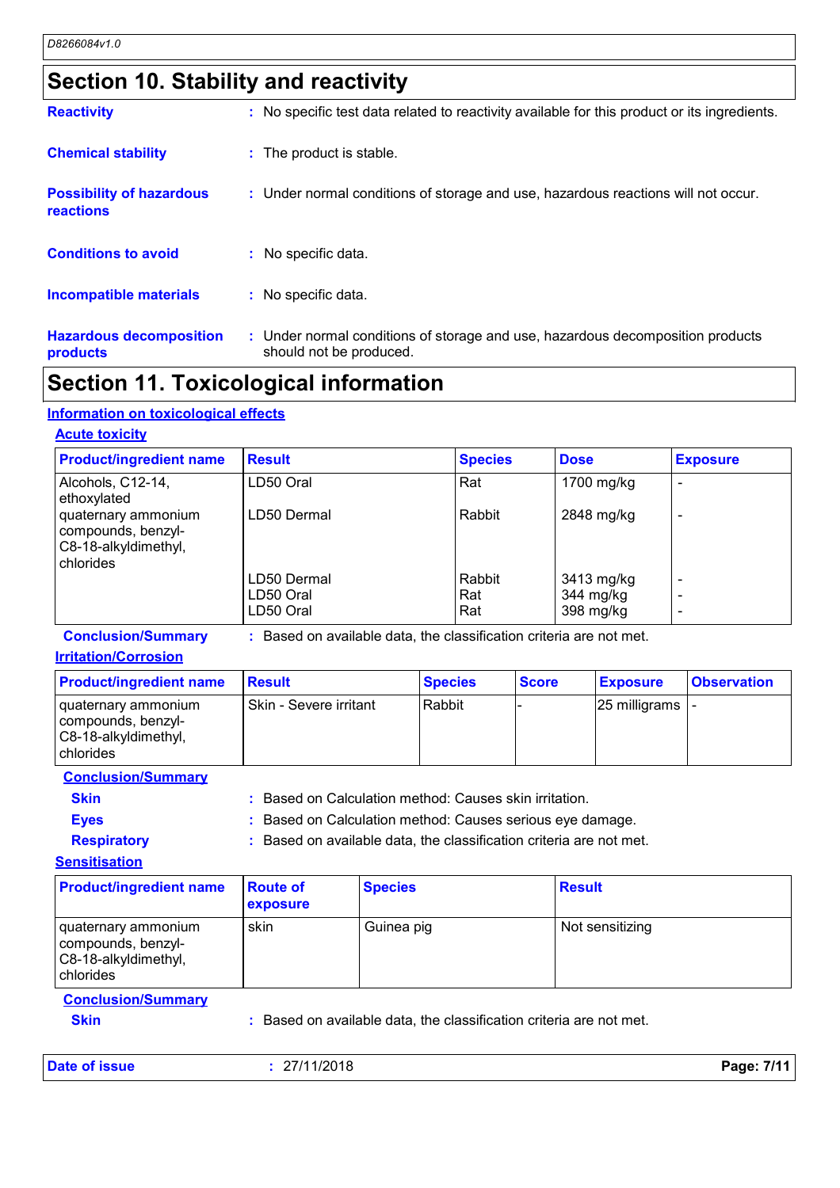## Section 10. Stability and reactivity

**Reactivity** : No specific test data related to reactivity available for this product or its ingredients.

**Chemical stability** : The product is stable.

**Possibility of hazardous reactions** : Under normal conditions of storage and use, hazardous reactions will not occur.

**Conditions to avoid** : No specific data.

**Incompatible materials** : No specific data.

**Hazardous decomposition products** : Under normal conditions of storage and use, hazardous decomposition products should not be produced.

## Section 11. Toxicological information

### Information on toxicological effects

#### Acute toxicity

| Product/ingredient name | Result | Species | Dose | Exposure |
|---|---|---|---|---|
| Alcohols, C12-14, ethoxylated | LD50 Oral | Rat | 1700 mg/kg | - |
| quaternary ammonium compounds, benzyl-C8-18-alkyldimethyl, chlorides | LD50 Dermal | Rabbit | 2848 mg/kg | - |
| | LD50 Dermal | Rabbit | 3413 mg/kg | - |
| | LD50 Oral | Rat | 344 mg/kg | - |
| | LD50 Oral | Rat | 398 mg/kg | - |

**Conclusion/Summary** : Based on available data, the classification criteria are not met.

#### Irritation/Corrosion

| Product/ingredient name | Result | Species | Score | Exposure | Observation |
|---|---|---|---|---|---|
| quaternary ammonium compounds, benzyl-C8-18-alkyldimethyl, chlorides | Skin - Severe irritant | Rabbit | - | 25 milligrams | - |

**Conclusion/Summary**

**Skin** : Based on Calculation method: Causes skin irritation.

**Eyes** : Based on Calculation method: Causes serious eye damage.

**Respiratory** : Based on available data, the classification criteria are not met.

#### Sensitisation

| Product/ingredient name | Route of exposure | Species | Result |
|---|---|---|---|
| quaternary ammonium compounds, benzyl-C8-18-alkyldimethyl, chlorides | skin | Guinea pig | Not sensitizing |

**Conclusion/Summary**

**Skin** : Based on available data, the classification criteria are not met.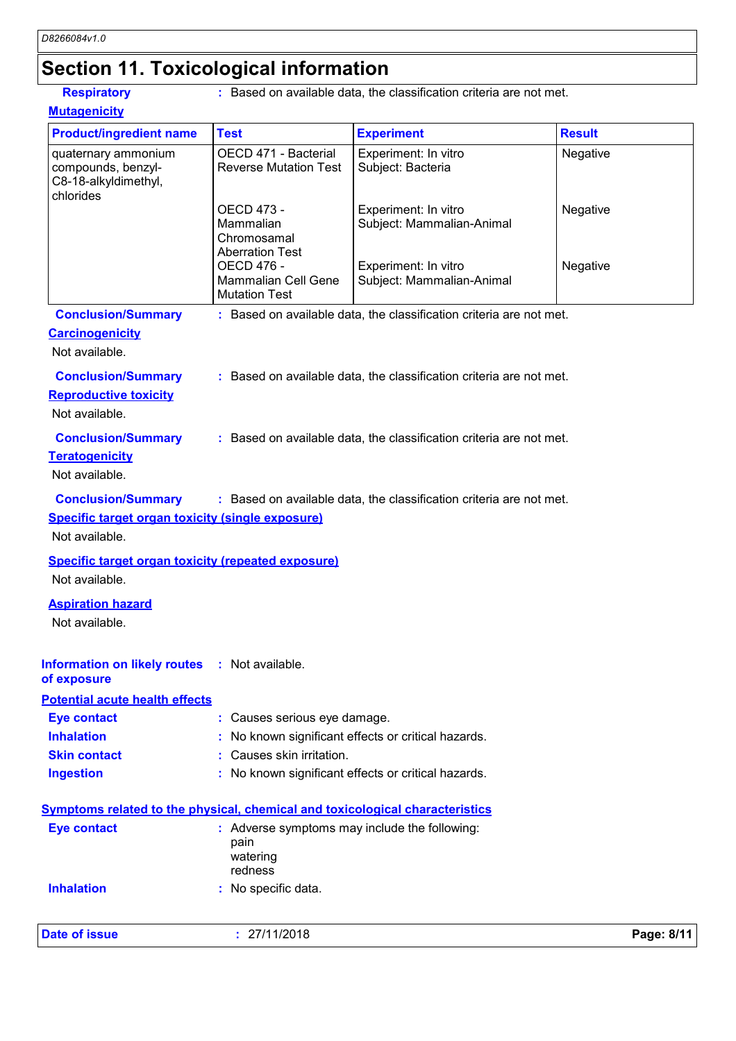# Section 11. Toxicological information

**Respiratory** : Based on available data, the classification criteria are not met.

**Mutagenicity**

| Product/ingredient name | Test | Experiment | Result |
| --- | --- | --- | --- |
| quaternary ammonium compounds, benzyl-C8-18-alkyldimethyl, chlorides | OECD 471 - Bacterial Reverse Mutation Test | Experiment: In vitro Subject: Bacteria | Negative |
| | OECD 473 - Mammalian Chromosamal Aberration Test | Experiment: In vitro Subject: Mammalian-Animal | Negative |
| | OECD 476 - Mammalian Cell Gene Mutation Test | Experiment: In vitro Subject: Mammalian-Animal | Negative |

**Conclusion/Summary** : Based on available data, the classification criteria are not met.

**Carcinogenicity**

Not available.

**Conclusion/Summary** : Based on available data, the classification criteria are not met.

**Reproductive toxicity**

Not available.

**Conclusion/Summary** : Based on available data, the classification criteria are not met.

**Teratogenicity**

Not available.

**Conclusion/Summary** : Based on available data, the classification criteria are not met.

**Specific target organ toxicity (single exposure)**

Not available.

**Specific target organ toxicity (repeated exposure)**

Not available.

**Aspiration hazard**

Not available.

**Information on likely routes of exposure** : Not available.

**Potential acute health effects**

**Eye contact** : Causes serious eye damage.
**Inhalation** : No known significant effects or critical hazards.
**Skin contact** : Causes skin irritation.
**Ingestion** : No known significant effects or critical hazards.

**Symptoms related to the physical, chemical and toxicological characteristics**

**Eye contact** : Adverse symptoms may include the following:
pain
watering
redness

**Inhalation** : No specific data.

**Date of issue** : 27/11/2018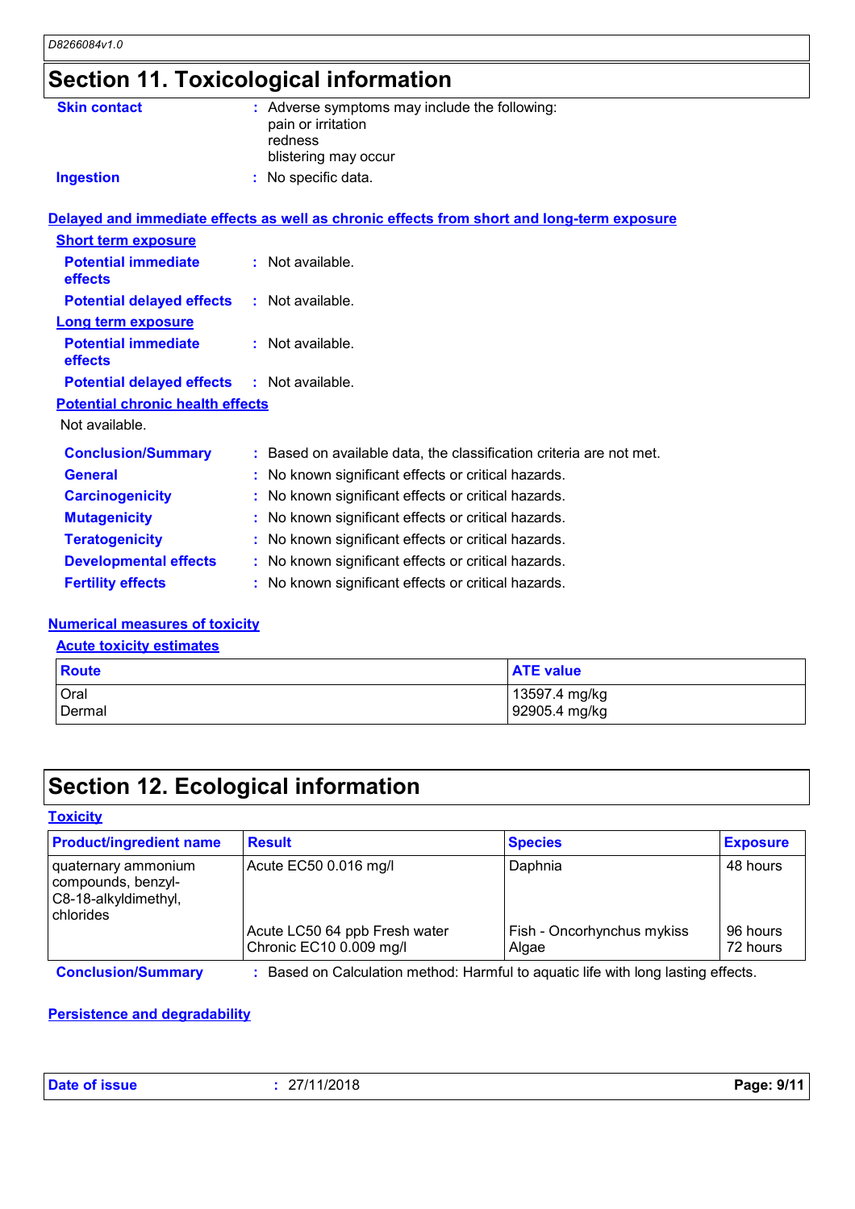## Section 11. Toxicological information

**Skin contact** : Adverse symptoms may include the following:
pain or irritation
redness
blistering may occur

**Ingestion** : No specific data.

**Delayed and immediate effects as well as chronic effects from short and long-term exposure**

**Short term exposure**

**Potential immediate effects** : Not available.

**Potential delayed effects** : Not available.

**Long term exposure**

**Potential immediate effects** : Not available.

**Potential delayed effects** : Not available.

**Potential chronic health effects**

Not available.

**Conclusion/Summary** : Based on available data, the classification criteria are not met.

**General** : No known significant effects or critical hazards.

**Carcinogenicity** : No known significant effects or critical hazards.

**Mutagenicity** : No known significant effects or critical hazards.

**Teratogenicity** : No known significant effects or critical hazards.

**Developmental effects** : No known significant effects or critical hazards.

**Fertility effects** : No known significant effects or critical hazards.

**Numerical measures of toxicity**

**Acute toxicity estimates**

| Route | ATE value |
|---|---|
| Oral | 13597.4 mg/kg |
| Dermal | 92905.4 mg/kg |

## Section 12. Ecological information

**Toxicity**

| Product/ingredient name | Result | Species | Exposure |
|---|---|---|---|
| quaternary ammonium compounds, benzyl-C8-18-alkyldimethyl, chlorides | Acute EC50 0.016 mg/l | Daphnia | 48 hours |
| | Acute LC50 64 ppb Fresh water | Fish - Oncorhynchus mykiss | 96 hours |
| | Chronic EC10 0.009 mg/l | Algae | 72 hours |

**Conclusion/Summary** : Based on Calculation method: Harmful to aquatic life with long lasting effects.

**Persistence and degradability**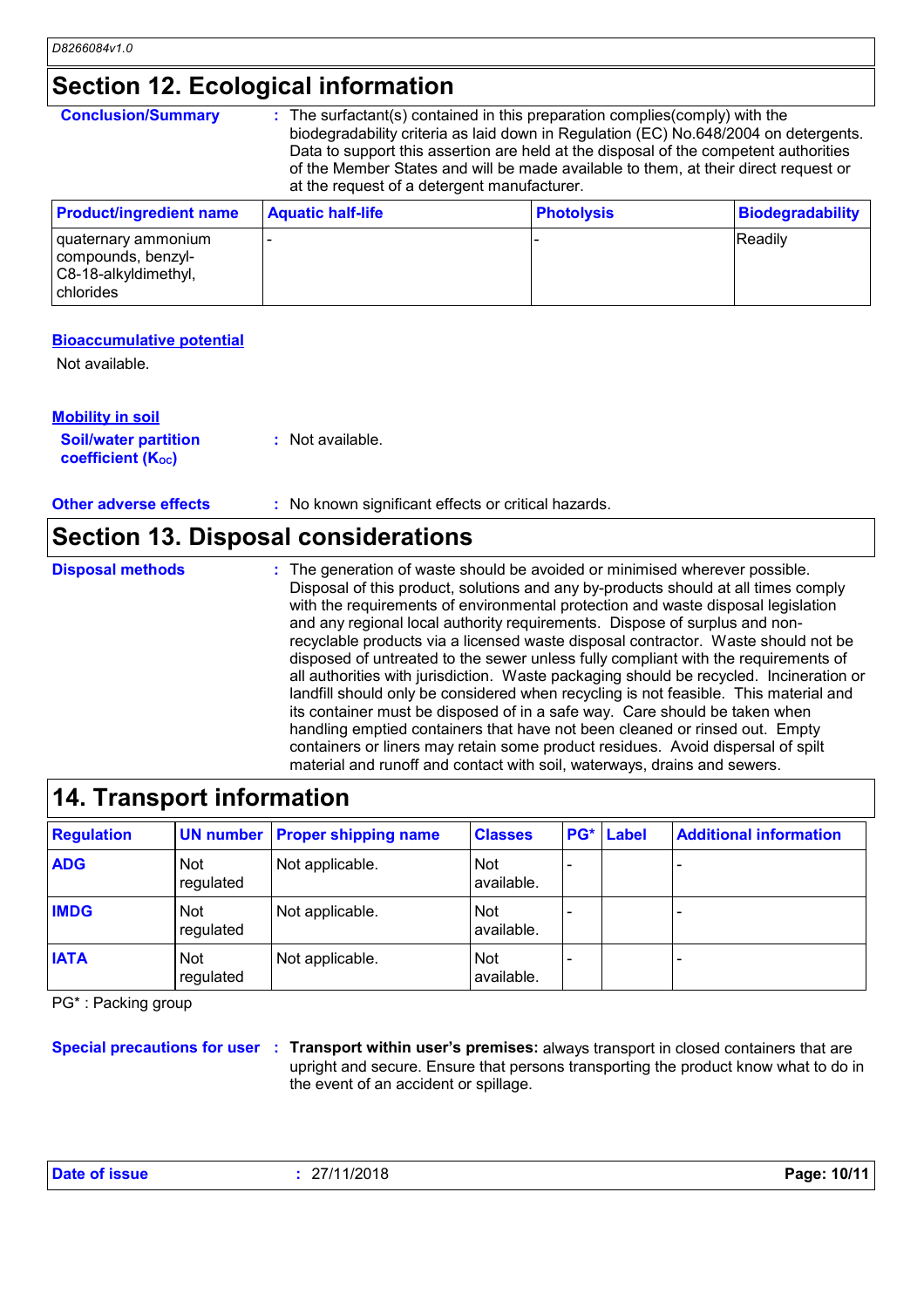## Section 12. Ecological information

**Conclusion/Summary** : The surfactant(s) contained in this preparation complies(comply) with the biodegradability criteria as laid down in Regulation (EC) No.648/2004 on detergents. Data to support this assertion are held at the disposal of the competent authorities of the Member States and will be made available to them, at their direct request or at the request of a detergent manufacturer.

| Product/ingredient name | Aquatic half-life | Photolysis | Biodegradability |
|---|---|---|---|
| quaternary ammonium compounds, benzyl-C8-18-alkyldimethyl, chlorides | - | - | Readily |

### Bioaccumulative potential

Not available.

### Mobility in soil

**Soil/water partition coefficient ($K_{OC}$)** : Not available.

**Other adverse effects** : No known significant effects or critical hazards.

## Section 13. Disposal considerations

**Disposal methods** : The generation of waste should be avoided or minimised wherever possible. Disposal of this product, solutions and any by-products should at all times comply with the requirements of environmental protection and waste disposal legislation and any regional local authority requirements. Dispose of surplus and non-recyclable products via a licensed waste disposal contractor. Waste should not be disposed of untreated to the sewer unless fully compliant with the requirements of all authorities with jurisdiction. Waste packaging should be recycled. Incineration or landfill should only be considered when recycling is not feasible. This material and its container must be disposed of in a safe way. Care should be taken when handling emptied containers that have not been cleaned or rinsed out. Empty containers or liners may retain some product residues. Avoid dispersal of spilt material and runoff and contact with soil, waterways, drains and sewers.

## 14. Transport information

| Regulation | UN number | Proper shipping name | Classes | PG* | Label | Additional information |
|---|---|---|---|---|---|---|
| ADG | Not regulated | Not applicable. | Not available. | - | | - |
| IMDG | Not regulated | Not applicable. | Not available. | - | | - |
| IATA | Not regulated | Not applicable. | Not available. | - | | - |

PG* : Packing group

**Special precautions for user** : **Transport within user's premises:** always transport in closed containers that are upright and secure. Ensure that persons transporting the product know what to do in the event of an accident or spillage.

**Date of issue** : 27/11/2018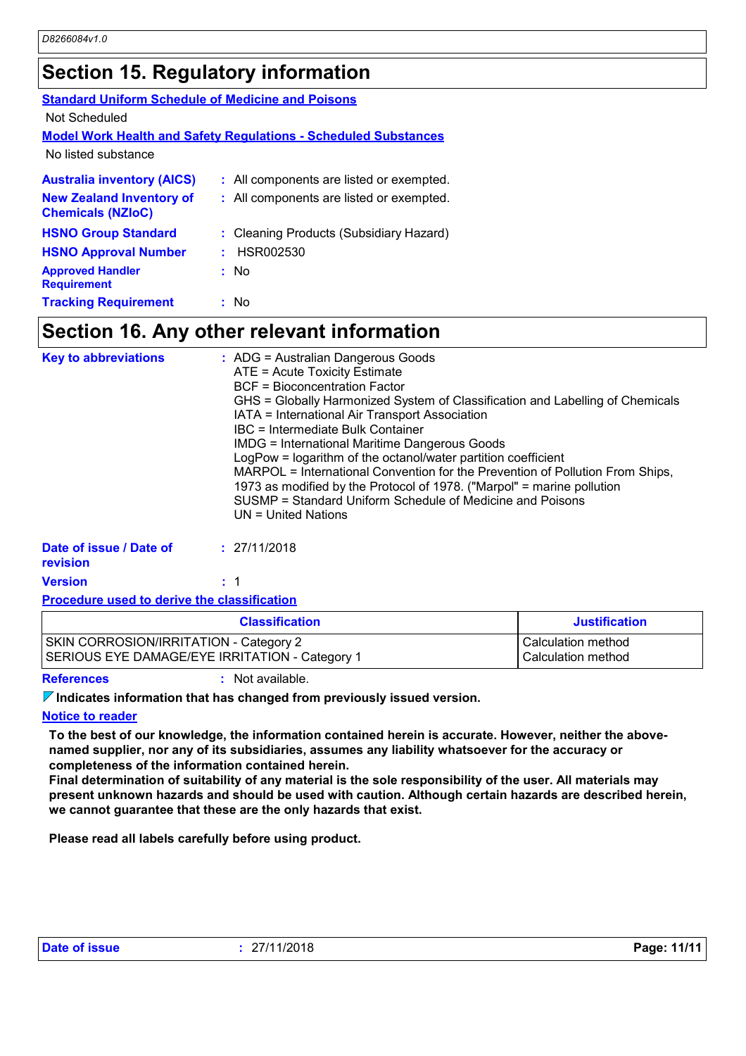# Section 15. Regulatory information

**Standard Uniform Schedule of Medicine and Poisons**

Not Scheduled

**Model Work Health and Safety Regulations - Scheduled Substances**

No listed substance

**Australia inventory (AICS)** : All components are listed or exempted.

**New Zealand Inventory of Chemicals (NZIoC)** : All components are listed or exempted.

**HSNO Group Standard** : Cleaning Products (Subsidiary Hazard)

**HSNO Approval Number** : HSR002530

**Approved Handler Requirement** : No

**Tracking Requirement** : No

# Section 16. Any other relevant information

**Key to abbreviations** :

- ADG = Australian Dangerous Goods
- ATE = Acute Toxicity Estimate
- BCF = Bioconcentration Factor
- GHS = Globally Harmonized System of Classification and Labelling of Chemicals
- IATA = International Air Transport Association
- IBC = Intermediate Bulk Container
- IMDG = International Maritime Dangerous Goods
- LogPow = logarithm of the octanol/water partition coefficient
- MARPOL = International Convention for the Prevention of Pollution From Ships, 1973 as modified by the Protocol of 1978. ("Marpol" = marine pollution
- SUSMP = Standard Uniform Schedule of Medicine and Poisons
- UN = United Nations

**Date of issue / Date of revision** : 27/11/2018

**Version** : 1

**Procedure used to derive the classification**

| Classification | Justification |
|---|---|
| SKIN CORROSION/IRRITATION - Category 2 | Calculation method |
| SERIOUS EYE DAMAGE/EYE IRRITATION - Category 1 | Calculation method |

**References** : Not available.

**Indicates information that has changed from previously issued version.**

**Notice to reader**

**To the best of our knowledge, the information contained herein is accurate. However, neither the above-named supplier, nor any of its subsidiaries, assumes any liability whatsoever for the accuracy or completeness of the information contained herein.**
**Final determination of suitability of any material is the sole responsibility of the user. All materials may present unknown hazards and should be used with caution. Although certain hazards are described herein, we cannot guarantee that these are the only hazards that exist.**

**Please read all labels carefully before using product.**